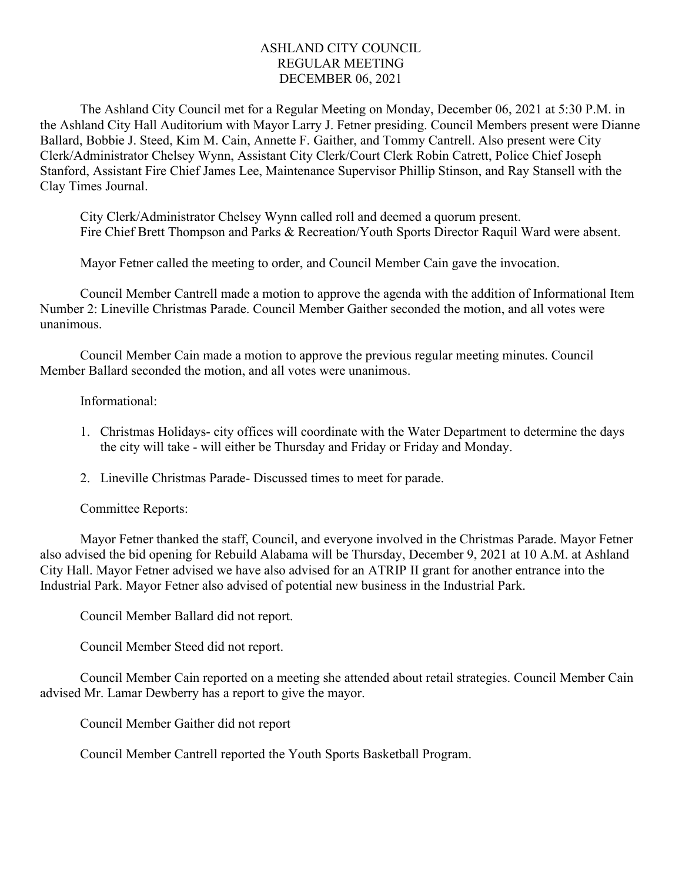# ASHLAND CITY COUNCIL
## REGULAR MEETING
## DECEMBER 06, 2021

The Ashland City Council met for a Regular Meeting on Monday, December 06, 2021 at 5:30 P.M. in the Ashland City Hall Auditorium with Mayor Larry J. Fetner presiding. Council Members present were Dianne Ballard, Bobbie J. Steed, Kim M. Cain, Annette F. Gaither, and Tommy Cantrell. Also present were City Clerk/Administrator Chelsey Wynn, Assistant City Clerk/Court Clerk Robin Catrett, Police Chief Joseph Stanford, Assistant Fire Chief James Lee, Maintenance Supervisor Phillip Stinson, and Ray Stansell with the Clay Times Journal.

City Clerk/Administrator Chelsey Wynn called roll and deemed a quorum present.
Fire Chief Brett Thompson and Parks & Recreation/Youth Sports Director Raquil Ward were absent.

Mayor Fetner called the meeting to order, and Council Member Cain gave the invocation.

Council Member Cantrell made a motion to approve the agenda with the addition of Informational Item Number 2: Lineville Christmas Parade. Council Member Gaither seconded the motion, and all votes were unanimous.

Council Member Cain made a motion to approve the previous regular meeting minutes. Council Member Ballard seconded the motion, and all votes were unanimous.

Informational:

1. Christmas Holidays- city offices will coordinate with the Water Department to determine the days the city will take - will either be Thursday and Friday or Friday and Monday.

2. Lineville Christmas Parade- Discussed times to meet for parade.

Committee Reports:

Mayor Fetner thanked the staff, Council, and everyone involved in the Christmas Parade. Mayor Fetner also advised the bid opening for Rebuild Alabama will be Thursday, December 9, 2021 at 10 A.M. at Ashland City Hall. Mayor Fetner advised we have also advised for an ATRIP II grant for another entrance into the Industrial Park. Mayor Fetner also advised of potential new business in the Industrial Park.

Council Member Ballard did not report.

Council Member Steed did not report.

Council Member Cain reported on a meeting she attended about retail strategies. Council Member Cain advised Mr. Lamar Dewberry has a report to give the mayor.

Council Member Gaither did not report

Council Member Cantrell reported the Youth Sports Basketball Program.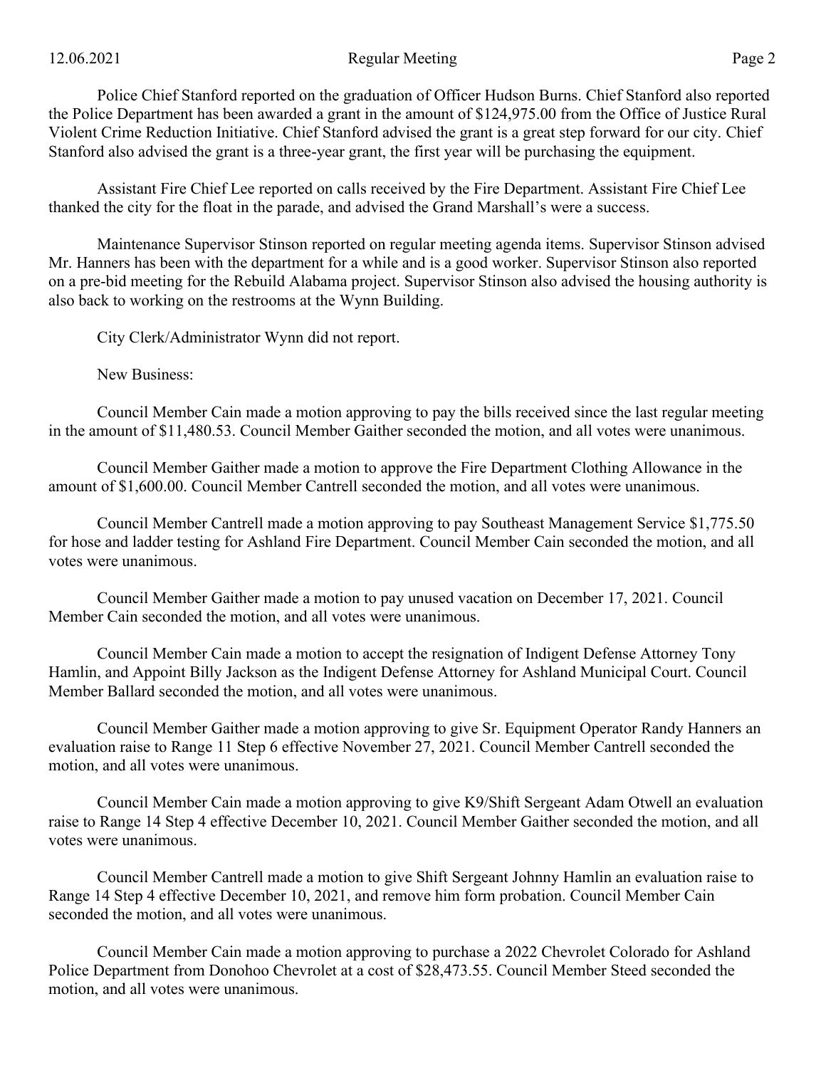Police Chief Stanford reported on the graduation of Officer Hudson Burns. Chief Stanford also reported the Police Department has been awarded a grant in the amount of $124,975.00 from the Office of Justice Rural Violent Crime Reduction Initiative. Chief Stanford advised the grant is a great step forward for our city. Chief Stanford also advised the grant is a three-year grant, the first year will be purchasing the equipment.

Assistant Fire Chief Lee reported on calls received by the Fire Department. Assistant Fire Chief Lee thanked the city for the float in the parade, and advised the Grand Marshall's were a success.

Maintenance Supervisor Stinson reported on regular meeting agenda items. Supervisor Stinson advised Mr. Hanners has been with the department for a while and is a good worker. Supervisor Stinson also reported on a pre-bid meeting for the Rebuild Alabama project. Supervisor Stinson also advised the housing authority is also back to working on the restrooms at the Wynn Building.

City Clerk/Administrator Wynn did not report.

New Business:

Council Member Cain made a motion approving to pay the bills received since the last regular meeting in the amount of $11,480.53. Council Member Gaither seconded the motion, and all votes were unanimous.

Council Member Gaither made a motion to approve the Fire Department Clothing Allowance in the amount of $1,600.00. Council Member Cantrell seconded the motion, and all votes were unanimous.

Council Member Cantrell made a motion approving to pay Southeast Management Service $1,775.50 for hose and ladder testing for Ashland Fire Department. Council Member Cain seconded the motion, and all votes were unanimous.

Council Member Gaither made a motion to pay unused vacation on December 17, 2021. Council Member Cain seconded the motion, and all votes were unanimous.

Council Member Cain made a motion to accept the resignation of Indigent Defense Attorney Tony Hamlin, and Appoint Billy Jackson as the Indigent Defense Attorney for Ashland Municipal Court. Council Member Ballard seconded the motion, and all votes were unanimous.

Council Member Gaither made a motion approving to give Sr. Equipment Operator Randy Hanners an evaluation raise to Range 11 Step 6 effective November 27, 2021. Council Member Cantrell seconded the motion, and all votes were unanimous.

Council Member Cain made a motion approving to give K9/Shift Sergeant Adam Otwell an evaluation raise to Range 14 Step 4 effective December 10, 2021. Council Member Gaither seconded the motion, and all votes were unanimous.

Council Member Cantrell made a motion to give Shift Sergeant Johnny Hamlin an evaluation raise to Range 14 Step 4 effective December 10, 2021, and remove him form probation. Council Member Cain seconded the motion, and all votes were unanimous.

Council Member Cain made a motion approving to purchase a 2022 Chevrolet Colorado for Ashland Police Department from Donohoo Chevrolet at a cost of $28,473.55. Council Member Steed seconded the motion, and all votes were unanimous.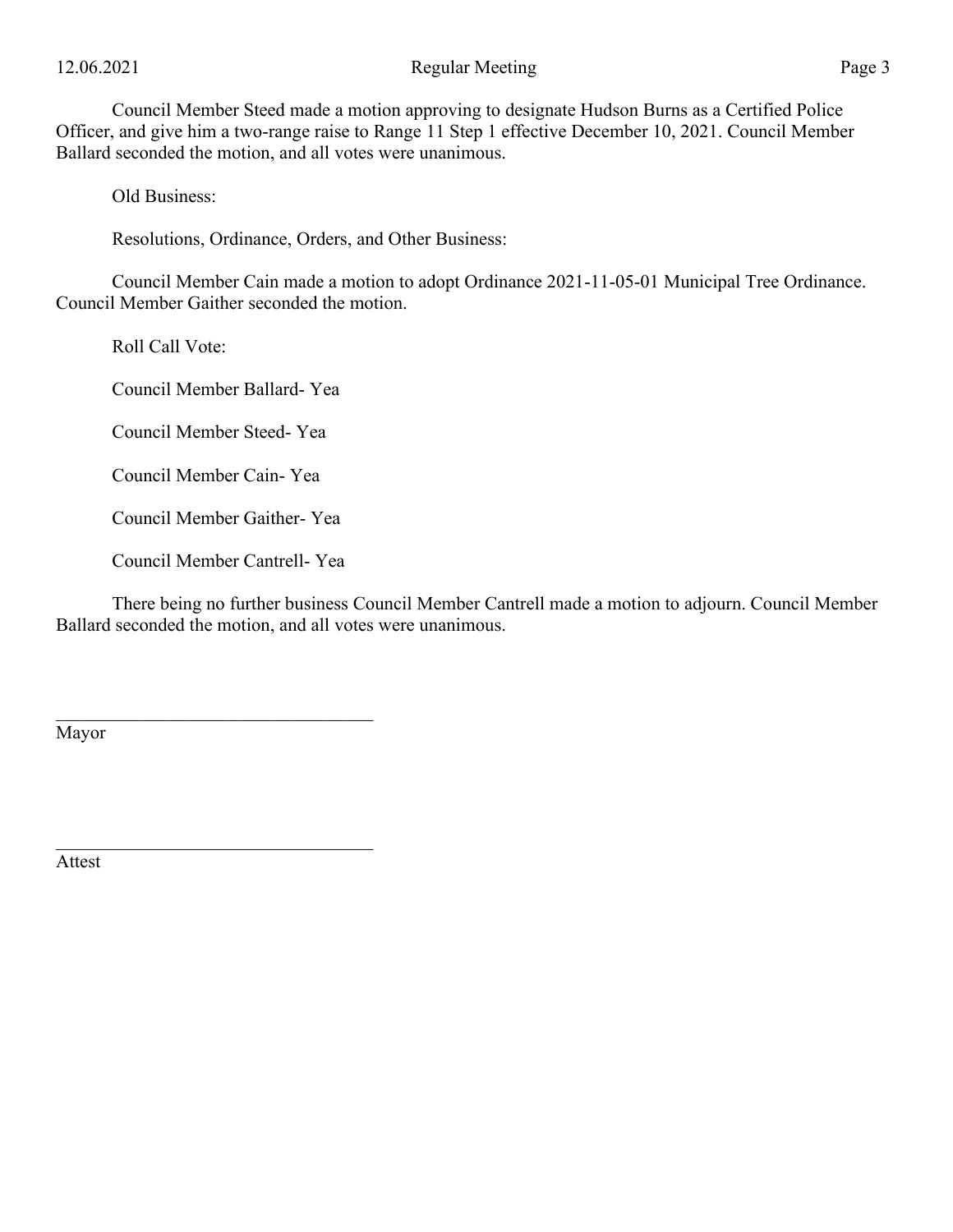Council Member Steed made a motion approving to designate Hudson Burns as a Certified Police Officer, and give him a two-range raise to Range 11 Step 1 effective December 10, 2021. Council Member Ballard seconded the motion, and all votes were unanimous.

Old Business:

Resolutions, Ordinance, Orders, and Other Business:

Council Member Cain made a motion to adopt Ordinance 2021-11-05-01 Municipal Tree Ordinance. Council Member Gaither seconded the motion.

Roll Call Vote:

Council Member Ballard- Yea

Council Member Steed- Yea

Council Member Cain- Yea

Council Member Gaither- Yea

Council Member Cantrell- Yea

There being no further business Council Member Cantrell made a motion to adjourn. Council Member Ballard seconded the motion, and all votes were unanimous.

___________________________________
Mayor

___________________________________
Attest